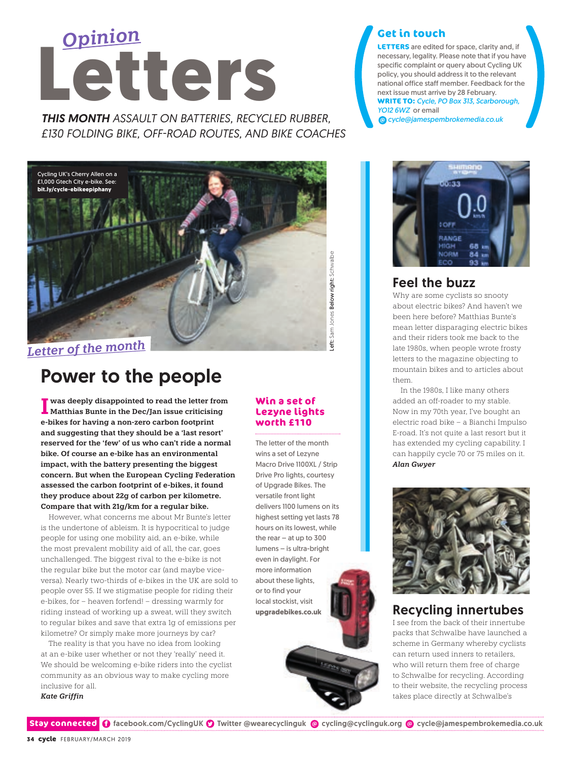*Opinion*

# Letters

***THIS MONTH** ASSAULT ON BATTERIES, RECYCLED RUBBER, £130 FOLDING BIKE, OFF-ROAD ROUTES, AND BIKE COACHES*

### Get in touch

**LETTERS** are edited for space, clarity and, if necessary, legality. Please note that if you have specific complaint or query about Cycling UK policy, you should address it to the relevant national office staff member. Feedback for the next issue must arrive by 28 February.
**WRITE TO:** *Cycle, PO Box 313, Scarborough, YO12 6WZ* or email *cycle@jamespembrokemedia.co.uk*

Cycling UK's Cherry Allen on a £1,000 Gtech City e-bike. See: **bit.ly/cycle-ebikeepiphany**

Left: Sam Jones **Below right:** Schwalbe

*Letter of the month*

## Power to the people

**I was deeply disappointed to read the letter from Matthias Bunte in the Dec/Jan issue criticising e-bikes for having a non-zero carbon footprint and suggesting that they should be a 'last resort' reserved for the 'few' of us who can't ride a normal bike. Of course an e-bike has an environmental impact, with the battery presenting the biggest concern. But when the European Cycling Federation assessed the carbon footprint of e-bikes, it found they produce about 22g of carbon per kilometre. Compare that with 21g/km for a regular bike.**

However, what concerns me about Mr Bunte's letter is the undertone of ableism. It is hypocritical to judge people for using one mobility aid, an e-bike, while the most prevalent mobility aid of all, the car, goes unchallenged. The biggest rival to the e-bike is not the regular bike but the motor car (and maybe vice-versa). Nearly two-thirds of e-bikes in the UK are sold to people over 55. If we stigmatise people for riding their e-bikes, for – heaven forfend! – dressing warmly for riding instead of working up a sweat, will they switch to regular bikes and save that extra 1g of emissions per kilometre? Or simply make more journeys by car?

The reality is that you have no idea from looking at an e-bike user whether or not they 'really' need it. We should be welcoming e-bike riders into the cyclist community as an obvious way to make cycling more inclusive for all.
***Kate Griffin***

### Win a set of Lezyne lights worth £110

The letter of the month wins a set of Lezyne Macro Drive 1100XL / Strip Drive Pro lights, courtesy of Upgrade Bikes. The versatile front light delivers 1100 lumens on its highest setting yet lasts 78 hours on its lowest, while the rear – at up to 300 lumens – is ultra-bright even in daylight. For more information about these lights, or to find your local stockist, visit **upgradebikes.co.uk**

## Feel the buzz

Why are some cyclists so snooty about electric bikes? And haven't we been here before? Matthias Bunte's mean letter disparaging electric bikes and their riders took me back to the late 1980s, when people wrote frosty letters to the magazine objecting to mountain bikes and to articles about them.

In the 1980s, I like many others added an off-roader to my stable. Now in my 70th year, I've bought an electric road bike – a Bianchi Impulso E-road. It's not quite a last resort but it has extended my cycling capability. I can happily cycle 70 or 75 miles on it.
***Alan Gwyer***

## Recycling innertubes

I see from the back of their innertube packs that Schwalbe have launched a scheme in Germany whereby cyclists can return used inners to retailers, who will return them free of charge to Schwalbe for recycling. According to their website, the recycling process takes place directly at Schwalbe's

**Stay connected** facebook.com/CyclingUK Twitter @wearecyclinguk cycling@cyclinguk.org cycle@jamespembrokemedia.co.uk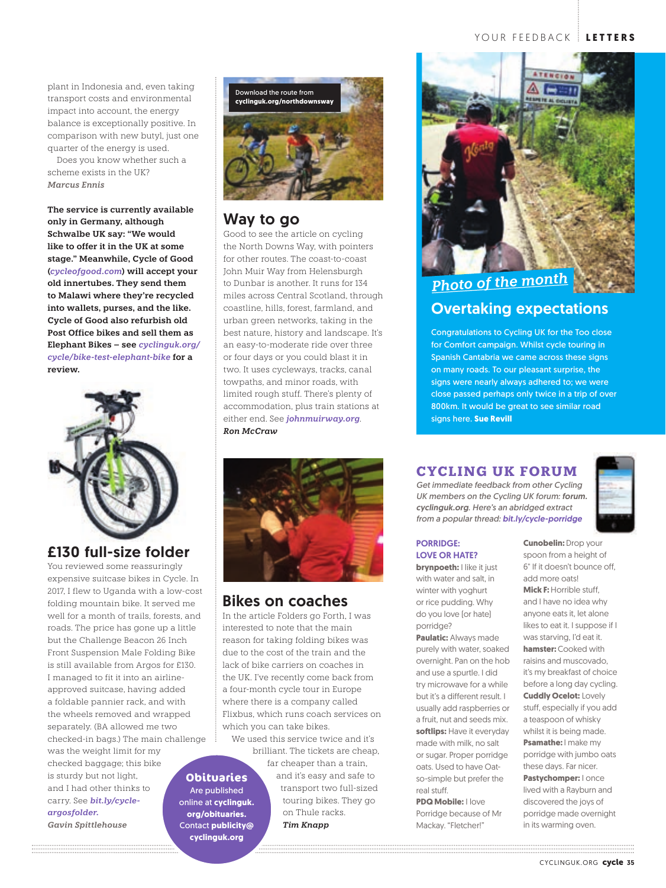plant in Indonesia and, even taking transport costs and environmental impact into account, the energy balance is exceptionally positive. In comparison with new butyl, just one quarter of the energy is used.

Does you know whether such a scheme exists in the UK?
*Marcus Ennis*

**The service is currently available only in Germany, although Schwalbe UK say: "We would like to offer it in the UK at some stage." Meanwhile, Cycle of Good (*cycleofgood.com*) will accept your old innertubes. They send them to Malawi where they're recycled into wallets, purses, and the like. Cycle of Good also refurbish old Post Office bikes and sell them as Elephant Bikes – see *cyclinguk.org/cycle/bike-test-elephant-bike* for a review.**

## £130 full-size folder

You reviewed some reassuringly expensive suitcase bikes in Cycle. In 2017, I flew to Uganda with a low-cost folding mountain bike. It served me well for a month of trails, forests, and roads. The price has gone up a little but the Challenge Beacon 26 Inch Front Suspension Male Folding Bike is still available from Argos for £130. I managed to fit it into an airline-approved suitcase, having added a foldable pannier rack, and with the wheels removed and wrapped separately. (BA allowed me two checked-in bags.) The main challenge was the weight limit for my checked baggage; this bike is sturdy but not light, and I had other thinks to carry. See **bit.ly/cycle-argosfolder.**
*Gavin Spittlehouse*

Download the route from **cyclinguk.org/northdownsway**

## Way to go

Good to see the article on cycling the North Downs Way, with pointers for other routes. The coast-to-coast John Muir Way from Helensburgh to Dunbar is another. It runs for 134 miles across Central Scotland, through coastline, hills, forest, farmland, and urban green networks, taking in the best nature, history and landscape. It's an easy-to-moderate ride over three or four days or you could blast it in two. It uses cycleways, tracks, canal towpaths, and minor roads, with limited rough stuff. There's plenty of accommodation, plus train stations at either end. See *johnmuirway.org*.
*Ron McCraw*

## Bikes on coaches

In the article Folders go Forth, I was interested to note that the main reason for taking folding bikes was due to the cost of the train and the lack of bike carriers on coaches in the UK. I've recently come back from a four-month cycle tour in Europe where there is a company called Flixbus, which runs coach services on which you can take bikes.

We used this service twice and it's brilliant. The tickets are cheap, far cheaper than a train, and it's easy and safe to transport two full-sized touring bikes. They go on Thule racks.
*Tim Knapp*

**Obituaries**
Are published online at **cyclinguk.org/obituaries.** Contact **publicity@cyclinguk.org**

*Photo of the month*

## Overtaking expectations

Congratulations to Cycling UK for the Too close for Comfort campaign. Whilst cycle touring in Spanish Cantabria we came across these signs on many roads. To our pleasant surprise, the signs were nearly always adhered to; we were close passed perhaps only twice in a trip of over 800km. It would be great to see similar road signs here. **Sue Revill**

## CYCLING UK FORUM

*Get immediate feedback from other Cycling UK members on the Cycling UK forum:* ***forum.cyclinguk.org****. Here's an abridged extract from a popular thread:* ***bit.ly/cycle-porridge***

**PORRIDGE: LOVE OR HATE?**

**brynpoeth:** I like it just with water and salt, in winter with yoghurt or rice pudding. Why do you love (or hate) porridge?

**Paulatic:** Always made purely with water, soaked overnight. Pan on the hob and use a spurtle. I did try microwave for a while but it's a different result. I usually add raspberries or a fruit, nut and seeds mix.

**softlips:** Have it everyday made with milk, no salt or sugar. Proper porridge oats. Used to have Oat-so-simple but prefer the real stuff.

**PDQ Mobile:** I love Porridge because of Mr Mackay. "Fletcher!"

**Cunobelin:** Drop your spoon from a height of 6" If it doesn't bounce off, add more oats!

**Mick F:** Horrible stuff, and I have no idea why anyone eats it, let alone likes to eat it. I suppose if I was starving, I'd eat it.

**hamster:** Cooked with raisins and muscovado, it's my breakfast of choice before a long day cycling.

**Cuddly Ocelot:** Lovely stuff, especially if you add a teaspoon of whisky whilst it is being made.

**Psamathe:** I make my porridge with jumbo oats these days. Far nicer.

**Pastychomper:** I once lived with a Rayburn and discovered the joys of porridge made overnight in its warming oven.